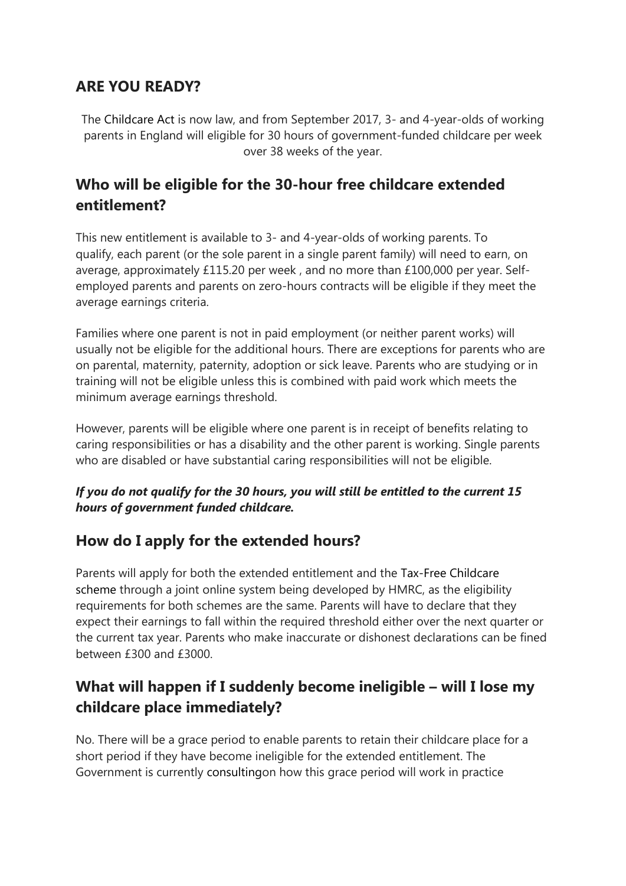## ARE YOU READY?

The Childcare Act is now law, and from September 2017, 3- and 4-year-olds of working parents in England will eligible for 30 hours of government-funded childcare per week over 38 weeks of the year.

## Who will be eligible for the 30-hour free childcare extended entitlement?

This new entitlement is available to 3- and 4-year-olds of working parents. To qualify, each parent (or the sole parent in a single parent family) will need to earn, on average, approximately £115.20 per week , and no more than £100,000 per year. Self-employed parents and parents on zero-hours contracts will be eligible if they meet the average earnings criteria.

Families where one parent is not in paid employment (or neither parent works) will usually not be eligible for the additional hours. There are exceptions for parents who are on parental, maternity, paternity, adoption or sick leave. Parents who are studying or in training will not be eligible unless this is combined with paid work which meets the minimum average earnings threshold.

However, parents will be eligible where one parent is in receipt of benefits relating to caring responsibilities or has a disability and the other parent is working. Single parents who are disabled or have substantial caring responsibilities will not be eligible.

***If you do not qualify for the 30 hours, you will still be entitled to the current 15 hours of government funded childcare.***

## How do I apply for the extended hours?

Parents will apply for both the extended entitlement and the Tax-Free Childcare scheme through a joint online system being developed by HMRC, as the eligibility requirements for both schemes are the same. Parents will have to declare that they expect their earnings to fall within the required threshold either over the next quarter or the current tax year. Parents who make inaccurate or dishonest declarations can be fined between £300 and £3000.

## What will happen if I suddenly become ineligible – will I lose my childcare place immediately?

No. There will be a grace period to enable parents to retain their childcare place for a short period if they have become ineligible for the extended entitlement. The Government is currently consultingon how this grace period will work in practice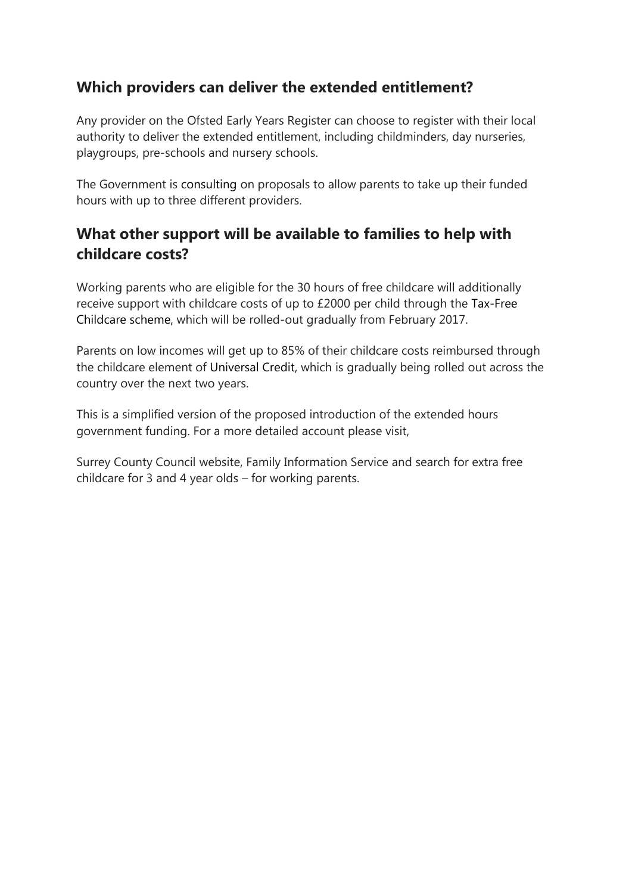## Which providers can deliver the extended entitlement?

Any provider on the Ofsted Early Years Register can choose to register with their local authority to deliver the extended entitlement, including childminders, day nurseries, playgroups, pre-schools and nursery schools.

The Government is consulting on proposals to allow parents to take up their funded hours with up to three different providers.

## What other support will be available to families to help with childcare costs?

Working parents who are eligible for the 30 hours of free childcare will additionally receive support with childcare costs of up to £2000 per child through the Tax-Free Childcare scheme, which will be rolled-out gradually from February 2017.

Parents on low incomes will get up to 85% of their childcare costs reimbursed through the childcare element of Universal Credit, which is gradually being rolled out across the country over the next two years.

This is a simplified version of the proposed introduction of the extended hours government funding. For a more detailed account please visit,

Surrey County Council website, Family Information Service and search for extra free childcare for 3 and 4 year olds – for working parents.